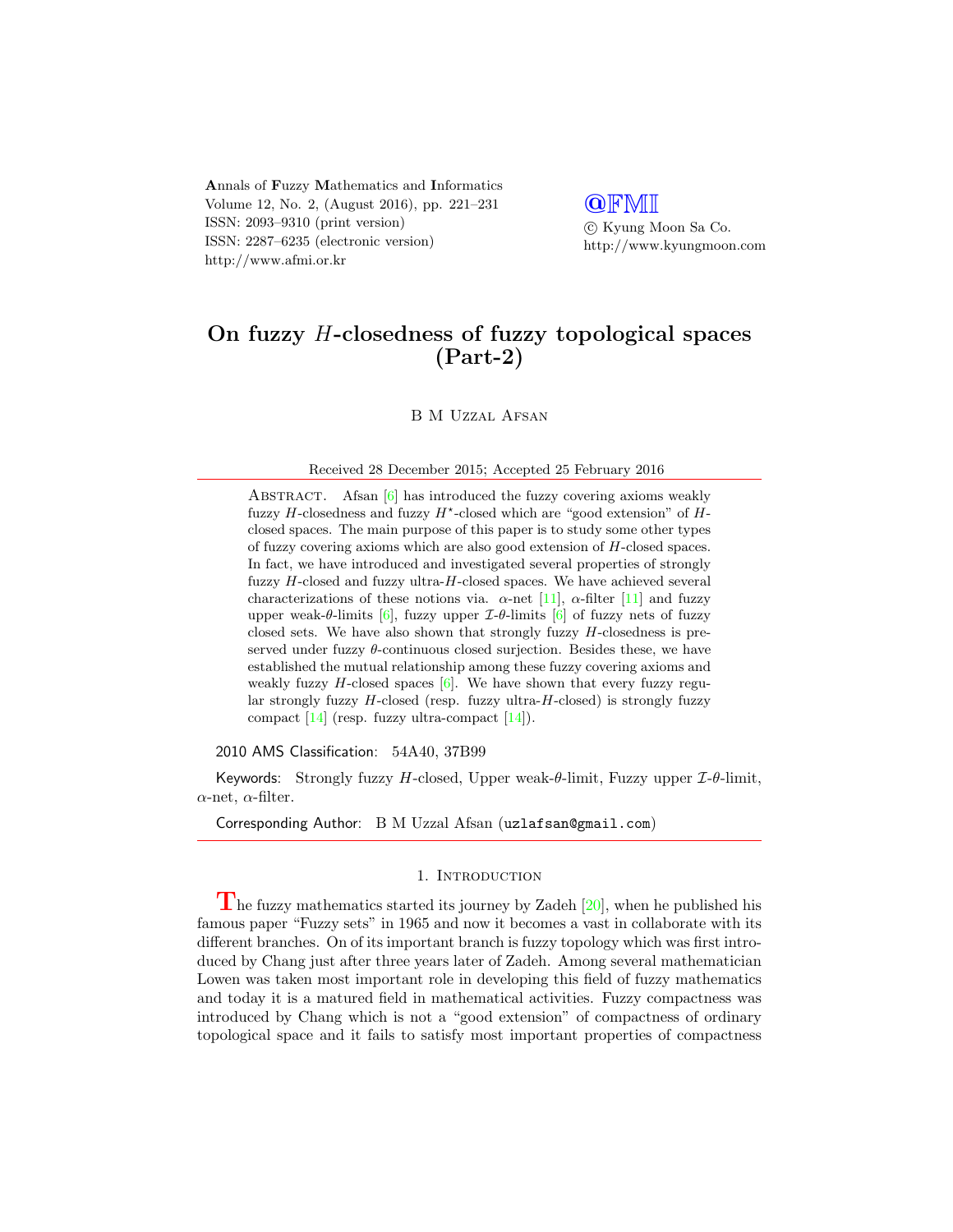# On fuzzy $H$-closedness of fuzzy topological spaces (Part-2)

B M Uzzal Afsan

Received 28 December 2015; Accepted 25 February 2016

Abstract. Afsan [6] has introduced the fuzzy covering axioms weakly fuzzy $H$-closedness and fuzzy $H^{\star}$-closed which are "good extension" of $H$-closed spaces. The main purpose of this paper is to study some other types of fuzzy covering axioms which are also good extension of $H$-closed spaces. In fact, we have introduced and investigated several properties of strongly fuzzy $H$-closed and fuzzy ultra-$H$-closed spaces. We have achieved several characterizations of these notions via. $\alpha$-net [11], $\alpha$-filter [11] and fuzzy upper weak-$\theta$-limits [6], fuzzy upper $\mathcal{I}$-$\theta$-limits [6] of fuzzy nets of fuzzy closed sets. We have also shown that strongly fuzzy $H$-closedness is preserved under fuzzy $\theta$-continuous closed surjection. Besides these, we have established the mutual relationship among these fuzzy covering axioms and weakly fuzzy $H$-closed spaces [6]. We have shown that every fuzzy regular strongly fuzzy $H$-closed (resp. fuzzy ultra-$H$-closed) is strongly fuzzy compact [14] (resp. fuzzy ultra-compact [14]).

2010 AMS Classification: 54A40, 37B99

Keywords: Strongly fuzzy $H$-closed, Upper weak-$\theta$-limit, Fuzzy upper $\mathcal{I}$-$\theta$-limit, $\alpha$-net, $\alpha$-filter.

Corresponding Author: B M Uzzal Afsan (uzlafsan@gmail.com)

## 1. Introduction

The fuzzy mathematics started its journey by Zadeh [20], when he published his famous paper "Fuzzy sets" in 1965 and now it becomes a vast in collaborate with its different branches. On of its important branch is fuzzy topology which was first introduced by Chang just after three years later of Zadeh. Among several mathematician Lowen was taken most important role in developing this field of fuzzy mathematics and today it is a matured field in mathematical activities. Fuzzy compactness was introduced by Chang which is not a "good extension" of compactness of ordinary topological space and it fails to satisfy most important properties of compactness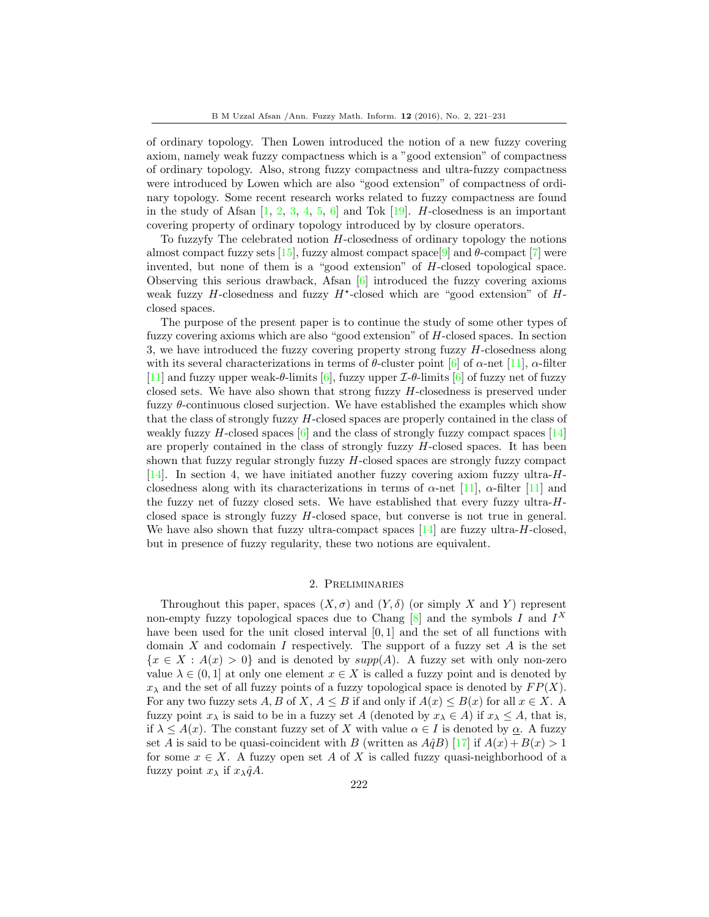of ordinary topology. Then Lowen introduced the notion of a new fuzzy covering axiom, namely weak fuzzy compactness which is a "good extension" of compactness of ordinary topology. Also, strong fuzzy compactness and ultra-fuzzy compactness were introduced by Lowen which are also "good extension" of compactness of ordinary topology. Some recent research works related to fuzzy compactness are found in the study of Afsan [1, 2, 3, 4, 5, 6] and Tok [19]. $H$-closedness is an important covering property of ordinary topology introduced by by closure operators.

To fuzzyfy The celebrated notion $H$-closedness of ordinary topology the notions almost compact fuzzy sets [15], fuzzy almost compact space[9] and $\theta$-compact [7] were invented, but none of them is a "good extension" of $H$-closed topological space. Observing this serious drawback, Afsan [6] introduced the fuzzy covering axioms weak fuzzy $H$-closedness and fuzzy $H^{\star}$-closed which are "good extension" of $H$-closed spaces.

The purpose of the present paper is to continue the study of some other types of fuzzy covering axioms which are also "good extension" of $H$-closed spaces. In section 3, we have introduced the fuzzy covering property strong fuzzy $H$-closedness along with its several characterizations in terms of $\theta$-cluster point [6] of $\alpha$-net [11], $\alpha$-filter [11] and fuzzy upper weak-$\theta$-limits [6], fuzzy upper $\mathcal{I}$-$\theta$-limits [6] of fuzzy net of fuzzy closed sets. We have also shown that strong fuzzy $H$-closedness is preserved under fuzzy $\theta$-continuous closed surjection. We have established the examples which show that the class of strongly fuzzy $H$-closed spaces are properly contained in the class of weakly fuzzy $H$-closed spaces [6] and the class of strongly fuzzy compact spaces [14] are properly contained in the class of strongly fuzzy $H$-closed spaces. It has been shown that fuzzy regular strongly fuzzy $H$-closed spaces are strongly fuzzy compact [14]. In section 4, we have initiated another fuzzy covering axiom fuzzy ultra-$H$-closedness along with its characterizations in terms of $\alpha$-net [11], $\alpha$-filter [11] and the fuzzy net of fuzzy closed sets. We have established that every fuzzy ultra-$H$-closed space is strongly fuzzy $H$-closed space, but converse is not true in general. We have also shown that fuzzy ultra-compact spaces [14] are fuzzy ultra-$H$-closed, but in presence of fuzzy regularity, these two notions are equivalent.

## 2. Preliminaries

Throughout this paper, spaces $(X, \sigma)$ and $(Y, \delta)$ (or simply $X$ and $Y$) represent non-empty fuzzy topological spaces due to Chang [8] and the symbols $I$ and $I^X$ have been used for the unit closed interval $[0, 1]$ and the set of all functions with domain $X$ and codomain $I$ respectively. The support of a fuzzy set $A$ is the set $\{x \in X : A(x) > 0\}$ and is denoted by $supp(A)$. A fuzzy set with only non-zero value $\lambda \in (0, 1]$ at only one element $x \in X$ is called a fuzzy point and is denoted by $x_\lambda$ and the set of all fuzzy points of a fuzzy topological space is denoted by $FP(X)$. For any two fuzzy sets $A, B$ of $X$, $A \leq B$ if and only if $A(x) \leq B(x)$ for all $x \in X$. A fuzzy point $x_\lambda$ is said to be in a fuzzy set $A$ (denoted by $x_\lambda \in A$) if $x_\lambda \leq A$, that is, if $\lambda \leq A(x)$. The constant fuzzy set of $X$ with value $\alpha \in I$ is denoted by $\underline{\alpha}$. A fuzzy set $A$ is said to be quasi-coincident with $B$ (written as $A\hat{q}B$) [17] if $A(x) + B(x) > 1$ for some $x \in X$. A fuzzy open set $A$ of $X$ is called fuzzy quasi-neighborhood of a fuzzy point $x_\lambda$ if $x_\lambda \hat{q} A$.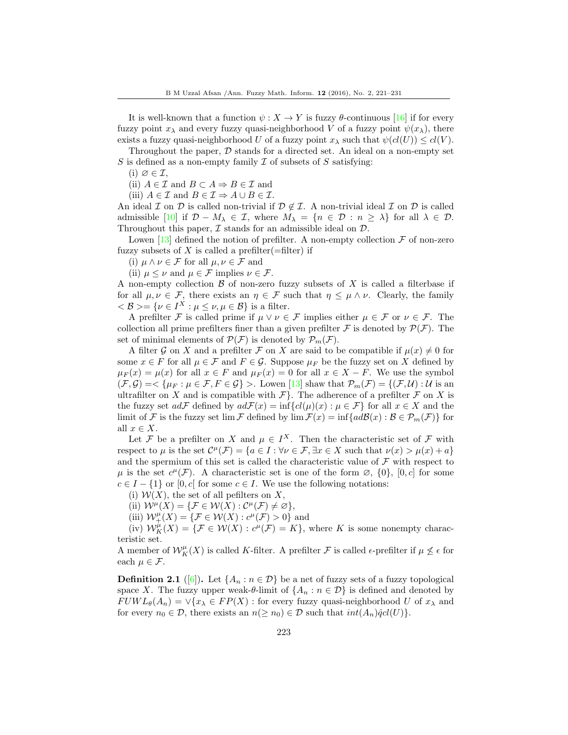It is well-known that a function $\psi : X \to Y$ is fuzzy $\theta$-continuous [16] if for every fuzzy point $x_\lambda$ and every fuzzy quasi-neighborhood $V$ of a fuzzy point $\psi(x_\lambda)$, there exists a fuzzy quasi-neighborhood $U$ of a fuzzy point $x_\lambda$ such that $\psi(cl(U)) \leq cl(V)$.

Throughout the paper, $\mathcal{D}$ stands for a directed set. An ideal on a non-empty set $S$ is defined as a non-empty family $\mathcal{I}$ of subsets of $S$ satisfying:

(i) $\varnothing \in \mathcal{I}$,

(ii) $A \in \mathcal{I}$ and $B \subset A \Rightarrow B \in \mathcal{I}$ and

(iii) $A \in \mathcal{I}$ and $B \in \mathcal{I} \Rightarrow A \cup B \in \mathcal{I}$.

An ideal $\mathcal{I}$ on $\mathcal{D}$ is called non-trivial if $\mathcal{D} \notin \mathcal{I}$. A non-trivial ideal $\mathcal{I}$ on $\mathcal{D}$ is called admissible [10] if $\mathcal{D} - M_\lambda \in \mathcal{I}$, where $M_\lambda = \{n \in \mathcal{D} : n \geq \lambda\}$ for all $\lambda \in \mathcal{D}$. Throughout this paper, $\mathcal{I}$ stands for an admissible ideal on $\mathcal{D}$.

Lowen [13] defined the notion of prefilter. A non-empty collection $\mathcal{F}$ of non-zero fuzzy subsets of $X$ is called a prefilter(=filter) if

(i) $\mu \wedge \nu \in \mathcal{F}$ for all $\mu, \nu \in \mathcal{F}$ and

(ii) $\mu \leq \nu$ and $\mu \in \mathcal{F}$ implies $\nu \in \mathcal{F}$.

A non-empty collection $\mathcal{B}$ of non-zero fuzzy subsets of $X$ is called a filterbase if for all $\mu, \nu \in \mathcal{F}$, there exists an $\eta \in \mathcal{F}$ such that $\eta \leq \mu \wedge \nu$. Clearly, the family $< \mathcal{B} >= \{\nu \in I^X : \mu \leq \nu, \mu \in \mathcal{B}\}$ is a filter.

A prefilter $\mathcal{F}$ is called prime if $\mu \vee \nu \in \mathcal{F}$ implies either $\mu \in \mathcal{F}$ or $\nu \in \mathcal{F}$. The collection all prime prefilters finer than a given prefilter $\mathcal{F}$ is denoted by $\mathcal{P}(\mathcal{F})$. The set of minimal elements of $\mathcal{P}(\mathcal{F})$ is denoted by $\mathcal{P}_m(\mathcal{F})$.

A filter $\mathcal{G}$ on $X$ and a prefilter $\mathcal{F}$ on $X$ are said to be compatible if $\mu(x) \neq 0$ for some $x \in F$ for all $\mu \in \mathcal{F}$ and $F \in \mathcal{G}$. Suppose $\mu_F$ be the fuzzy set on $X$ defined by $\mu_F(x) = \mu(x)$ for all $x \in F$ and $\mu_F(x) = 0$ for all $x \in X - F$. We use the symbol $(\mathcal{F}, \mathcal{G}) =< \{\mu_F : \mu \in \mathcal{F}, F \in \mathcal{G}\} >$. Lowen [13] shaw that $\mathcal{P}_m(\mathcal{F}) = \{(\mathcal{F}, \mathcal{U}) : \mathcal{U}$ is an ultrafilter on $X$ and is compatible with $\mathcal{F}\}$. The adherence of a prefilter $\mathcal{F}$ on $X$ is the fuzzy set $ad\mathcal{F}$ defined by $ad\mathcal{F}(x) = \inf\{cl(\mu)(x) : \mu \in \mathcal{F}\}$ for all $x \in X$ and the limit of $\mathcal{F}$ is the fuzzy set $\lim \mathcal{F}$ defined by $\lim \mathcal{F}(x) = \inf\{ad\mathcal{B}(x) : \mathcal{B} \in \mathcal{P}_m(\mathcal{F})\}$ for all $x \in X$.

Let $\mathcal{F}$ be a prefilter on $X$ and $\mu \in I^X$. Then the characteristic set of $\mathcal{F}$ with respect to $\mu$ is the set $\mathcal{C}^\mu(\mathcal{F}) = \{a \in I : \forall \nu \in \mathcal{F}, \exists x \in X \text{ such that } \nu(x) > \mu(x) + a\}$ and the spermium of this set is called the characteristic value of $\mathcal{F}$ with respect to $\mu$ is the set $c^\mu(\mathcal{F})$. A characteristic set is one of the form $\varnothing$, $\{0\}$, $[0, c]$ for some $c \in I - \{1\}$ or $[0, c[$ for some $c \in I$. We use the following notations:

(i) $\mathcal{W}(X)$, the set of all pefilters on $X$,

(ii) $\mathcal{W}^\mu(X) = \{\mathcal{F} \in \mathcal{W}(X) : \mathcal{C}^\mu(\mathcal{F}) \neq \varnothing\}$,

(iii) $\mathcal{W}^\mu_+(X) = \{\mathcal{F} \in \mathcal{W}(X) : c^\mu(\mathcal{F}) > 0\}$ and

(iv) $\mathcal{W}^\mu_K(X) = \{\mathcal{F} \in \mathcal{W}(X) : c^\mu(\mathcal{F}) = K\}$, where $K$ is some nonempty characteristic set.

A member of $\mathcal{W}^\mu_K(X)$ is called $K$-filter. A prefilter $\mathcal{F}$ is called $\epsilon$-prefilter if $\mu \not\leq \epsilon$ for each $\mu \in \mathcal{F}$.

**Definition 2.1** ([6]). Let $\{A_n : n \in \mathcal{D}\}$ be a net of fuzzy sets of a fuzzy topological space $X$. The fuzzy upper weak-$\theta$-limit of $\{A_n : n \in \mathcal{D}\}$ is defined and denoted by $FUWL_\theta(A_n) = \vee\{x_\lambda \in FP(X)$ : for every fuzzy quasi-neighborhood $U$ of $x_\lambda$ and for every $n_0 \in \mathcal{D}$, there exists an $n(\geq n_0) \in \mathcal{D}$ such that $int(A_n)\hat{q}cl(U)\}$.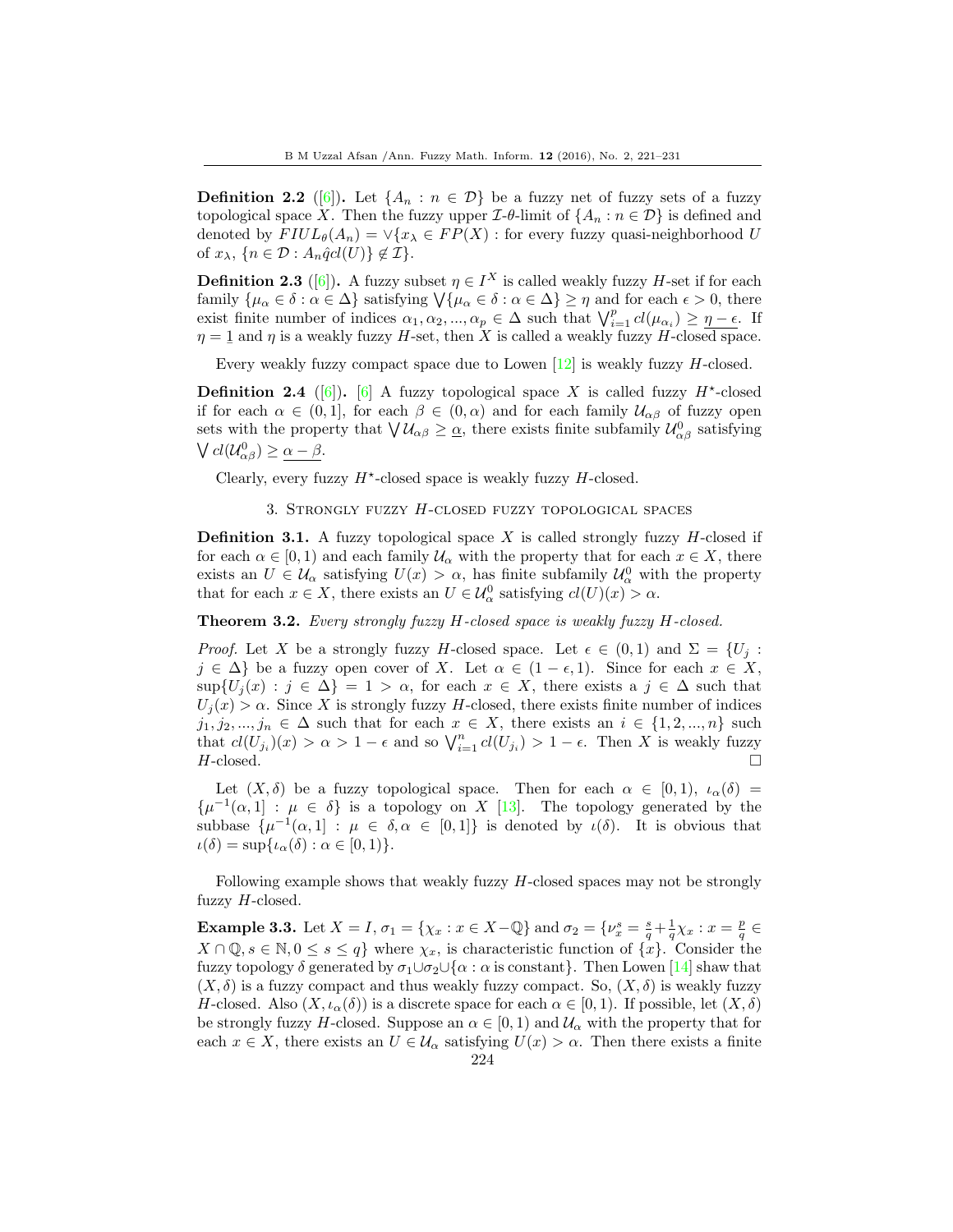**Definition 2.2** ([6]). Let $\{A_n : n \in \mathcal{D}\}$ be a fuzzy net of fuzzy sets of a fuzzy topological space $X$. Then the fuzzy upper $\mathcal{I}$-$\theta$-limit of $\{A_n : n \in \mathcal{D}\}$ is defined and denoted by $FIUL_\theta(A_n) = \vee\{x_\lambda \in FP(X) :$ for every fuzzy quasi-neighborhood $U$ of $x_\lambda$, $\{n \in \mathcal{D} : A_n \hat{q} cl(U)\} \notin \mathcal{I}\}$.

**Definition 2.3** ([6]). A fuzzy subset $\eta \in I^X$ is called weakly fuzzy $H$-set if for each family $\{\mu_\alpha \in \delta : \alpha \in \Delta\}$ satisfying $\bigvee\{\mu_\alpha \in \delta : \alpha \in \Delta\} \geq \eta$ and for each $\epsilon > 0$, there exist finite number of indices $\alpha_1, \alpha_2, ..., \alpha_p \in \Delta$ such that $\bigvee_{i=1}^{p} cl(\mu_{\alpha_i}) \geq \underline{\eta - \epsilon}$. If $\eta = \underline{1}$ and $\eta$ is a weakly fuzzy $H$-set, then $X$ is called a weakly fuzzy $H$-closed space.

Every weakly fuzzy compact space due to Lowen [12] is weakly fuzzy $H$-closed.

**Definition 2.4** ([6]). [6] A fuzzy topological space $X$ is called fuzzy $H^\star$-closed if for each $\alpha \in (0, 1]$, for each $\beta \in (0, \alpha)$ and for each family $\mathcal{U}_{\alpha\beta}$ of fuzzy open sets with the property that $\bigvee \mathcal{U}_{\alpha\beta} \geq \underline{\alpha}$, there exists finite subfamily $\mathcal{U}_{\alpha\beta}^0$ satisfying $\bigvee cl(\mathcal{U}_{\alpha\beta}^0) \geq \underline{\alpha - \beta}$.

Clearly, every fuzzy $H^\star$-closed space is weakly fuzzy $H$-closed.

## 3. Strongly fuzzy $H$-closed fuzzy topological spaces

**Definition 3.1.** A fuzzy topological space $X$ is called strongly fuzzy $H$-closed if for each $\alpha \in [0, 1)$ and each family $\mathcal{U}_\alpha$ with the property that for each $x \in X$, there exists an $U \in \mathcal{U}_\alpha$ satisfying $U(x) > \alpha$, has finite subfamily $\mathcal{U}_\alpha^0$ with the property that for each $x \in X$, there exists an $U \in \mathcal{U}_\alpha^0$ satisfying $cl(U)(x) > \alpha$.

**Theorem 3.2.** *Every strongly fuzzy $H$-closed space is weakly fuzzy $H$-closed.*

*Proof.* Let $X$ be a strongly fuzzy $H$-closed space. Let $\epsilon \in (0, 1)$ and $\Sigma = \{U_j : j \in \Delta\}$ be a fuzzy open cover of $X$. Let $\alpha \in (1 - \epsilon, 1)$. Since for each $x \in X$, $\sup\{U_j(x) : j \in \Delta\} = 1 > \alpha$, for each $x \in X$, there exists a $j \in \Delta$ such that $U_j(x) > \alpha$. Since $X$ is strongly fuzzy $H$-closed, there exists finite number of indices $j_1, j_2, ..., j_n \in \Delta$ such that for each $x \in X$, there exists an $i \in \{1, 2, ..., n\}$ such that $cl(U_{j_i})(x) > \alpha > 1 - \epsilon$ and so $\bigvee_{i=1}^{n} cl(U_{j_i}) > 1 - \epsilon$. Then $X$ is weakly fuzzy $H$-closed. $\square$

Let $(X, \delta)$ be a fuzzy topological space. Then for each $\alpha \in [0, 1)$, $\iota_\alpha(\delta) = \{\mu^{-1}(\alpha, 1] : \mu \in \delta\}$ is a topology on $X$ [13]. The topology generated by the subbase $\{\mu^{-1}(\alpha, 1] : \mu \in \delta, \alpha \in [0, 1]\}$ is denoted by $\iota(\delta)$. It is obvious that $\iota(\delta) = \sup\{\iota_\alpha(\delta) : \alpha \in [0, 1)\}$.

Following example shows that weakly fuzzy $H$-closed spaces may not be strongly fuzzy $H$-closed.

**Example 3.3.** Let $X = I$, $\sigma_1 = \{\chi_x : x \in X - \mathbb{Q}\}$ and $\sigma_2 = \{\nu_x^s = \frac{s}{q} + \frac{1}{q}\chi_x : x = \frac{p}{q} \in X \cap \mathbb{Q}, s \in \mathbb{N}, 0 \leq s \leq q\}$ where $\chi_x$, is characteristic function of $\{x\}$. Consider the fuzzy topology $\delta$ generated by $\sigma_1 \cup \sigma_2 \cup \{\alpha : \alpha$ is constant$\}$. Then Lowen [14] shaw that $(X, \delta)$ is a fuzzy compact and thus weakly fuzzy compact. So, $(X, \delta)$ is weakly fuzzy $H$-closed. Also $(X, \iota_\alpha(\delta))$ is a discrete space for each $\alpha \in [0, 1)$. If possible, let $(X, \delta)$ be strongly fuzzy $H$-closed. Suppose an $\alpha \in [0, 1)$ and $\mathcal{U}_\alpha$ with the property that for each $x \in X$, there exists an $U \in \mathcal{U}_\alpha$ satisfying $U(x) > \alpha$. Then there exists a finite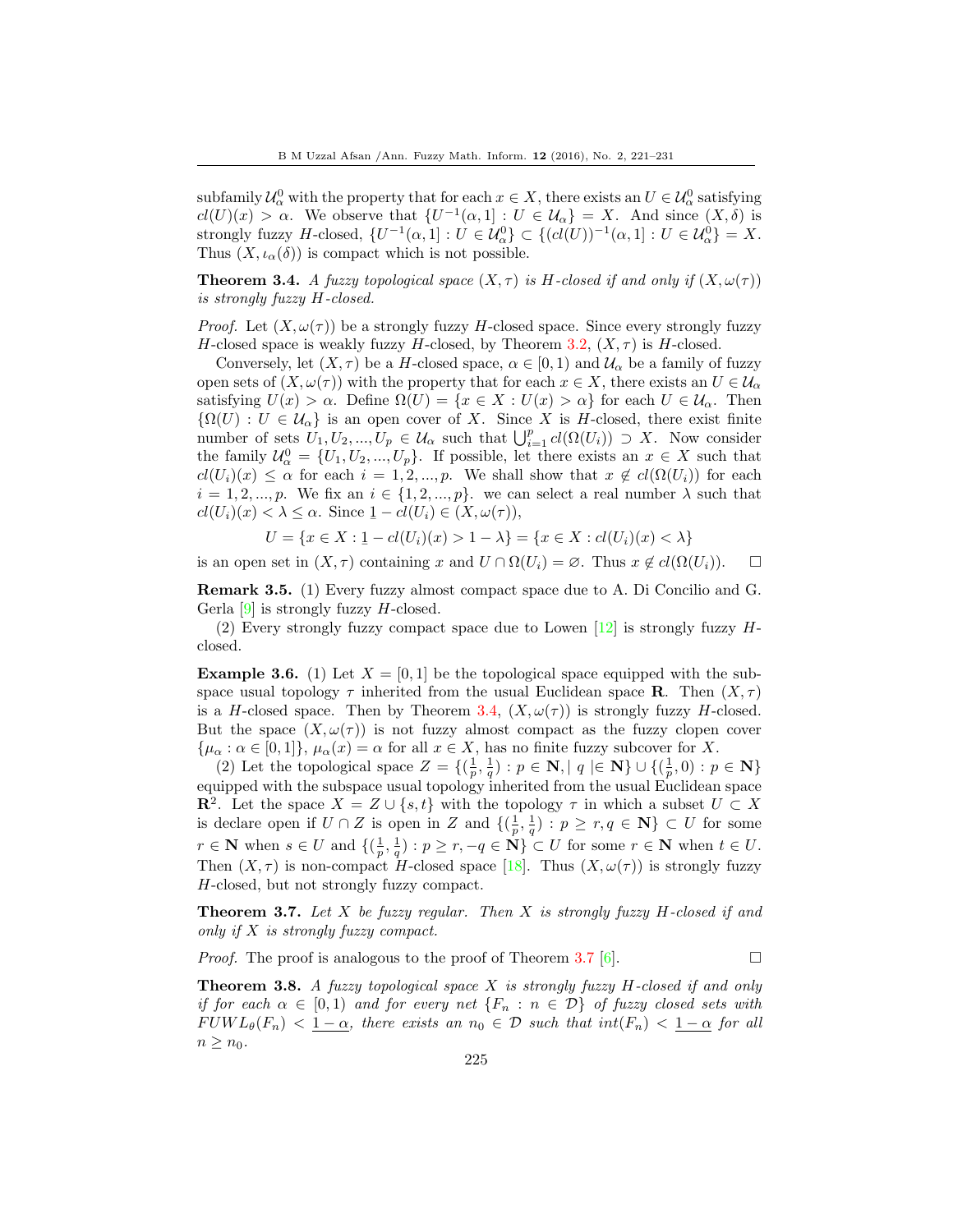subfamily $\mathcal{U}_\alpha^0$ with the property that for each $x \in X$, there exists an $U \in \mathcal{U}_\alpha^0$ satisfying $cl(U)(x) > \alpha$. We observe that $\{U^{-1}(\alpha, 1] : U \in \mathcal{U}_\alpha\} = X$. And since $(X, \delta)$ is strongly fuzzy $H$-closed, $\{U^{-1}(\alpha, 1] : U \in \mathcal{U}_\alpha^0\} \subset \{(cl(U))^{-1}(\alpha, 1] : U \in \mathcal{U}_\alpha^0\} = X$. Thus $(X, \iota_\alpha(\delta))$ is compact which is not possible.

**Theorem 3.4.** *A fuzzy topological space $(X, \tau)$ is $H$-closed if and only if $(X, \omega(\tau))$ is strongly fuzzy $H$-closed.*

*Proof.* Let $(X, \omega(\tau))$ be a strongly fuzzy $H$-closed space. Since every strongly fuzzy $H$-closed space is weakly fuzzy $H$-closed, by Theorem 3.2, $(X, \tau)$ is $H$-closed.

Conversely, let $(X, \tau)$ be a $H$-closed space, $\alpha \in [0, 1)$ and $\mathcal{U}_\alpha$ be a family of fuzzy open sets of $(X, \omega(\tau))$ with the property that for each $x \in X$, there exists an $U \in \mathcal{U}_\alpha$ satisfying $U(x) > \alpha$. Define $\Omega(U) = \{x \in X : U(x) > \alpha\}$ for each $U \in \mathcal{U}_\alpha$. Then $\{\Omega(U) : U \in \mathcal{U}_\alpha\}$ is an open cover of $X$. Since $X$ is $H$-closed, there exist finite number of sets $U_1, U_2, ..., U_p \in \mathcal{U}_\alpha$ such that $\bigcup_{i=1}^{p} cl(\Omega(U_i)) \supset X$. Now consider the family $\mathcal{U}_\alpha^0 = \{U_1, U_2, ..., U_p\}$. If possible, let there exists an $x \in X$ such that $cl(U_i)(x) \leq \alpha$ for each $i = 1, 2, ..., p$. We shall show that $x \notin cl(\Omega(U_i))$ for each $i = 1, 2, ..., p$. We fix an $i \in \{1, 2, ..., p\}$. we can select a real number $\lambda$ such that $cl(U_i)(x) < \lambda \leq \alpha$. Since $\underline{1} - cl(U_i) \in (X, \omega(\tau))$,

$$U = \{x \in X : \underline{1} - cl(U_i)(x) > 1 - \lambda\} = \{x \in X : cl(U_i)(x) < \lambda\}$$

is an open set in $(X, \tau)$ containing $x$ and $U \cap \Omega(U_i) = \varnothing$. Thus $x \notin cl(\Omega(U_i))$. $\square$

**Remark 3.5.** (1) Every fuzzy almost compact space due to A. Di Concilio and G. Gerla [9] is strongly fuzzy $H$-closed.

(2) Every strongly fuzzy compact space due to Lowen [12] is strongly fuzzy $H$-closed.

**Example 3.6.** (1) Let $X = [0, 1]$ be the topological space equipped with the subspace usual topology $\tau$ inherited from the usual Euclidean space $\mathbf{R}$. Then $(X, \tau)$ is a $H$-closed space. Then by Theorem 3.4, $(X, \omega(\tau))$ is strongly fuzzy $H$-closed. But the space $(X, \omega(\tau))$ is not fuzzy almost compact as the fuzzy clopen cover $\{\mu_\alpha : \alpha \in [0, 1]\}$, $\mu_\alpha(x) = \alpha$ for all $x \in X$, has no finite fuzzy subcover for $X$.

(2) Let the topological space $Z = \{(\frac{1}{p}, \frac{1}{q}) : p \in \mathbf{N}, | \ q \ |\in \mathbf{N}\} \cup \{(\frac{1}{p}, 0) : p \in \mathbf{N}\}$ equipped with the subspace usual topology inherited from the usual Euclidean space $\mathbf{R}^2$. Let the space $X = Z \cup \{s, t\}$ with the topology $\tau$ in which a subset $U \subset X$ is declare open if $U \cap Z$ is open in $Z$ and $\{(\frac{1}{p}, \frac{1}{q}) : p \geq r, q \in \mathbf{N}\} \subset U$ for some $r \in \mathbf{N}$ when $s \in U$ and $\{(\frac{1}{p}, \frac{1}{q}) : p \geq r, -q \in \mathbf{N}\} \subset U$ for some $r \in \mathbf{N}$ when $t \in U$. Then $(X, \tau)$ is non-compact $H$-closed space [18]. Thus $(X, \omega(\tau))$ is strongly fuzzy $H$-closed, but not strongly fuzzy compact.

**Theorem 3.7.** *Let $X$ be fuzzy regular. Then $X$ is strongly fuzzy $H$-closed if and only if $X$ is strongly fuzzy compact.*

*Proof.* The proof is analogous to the proof of Theorem 3.7 [6]. $\square$

**Theorem 3.8.** *A fuzzy topological space $X$ is strongly fuzzy $H$-closed if and only if for each $\alpha \in [0, 1)$ and for every net $\{F_n : n \in \mathcal{D}\}$ of fuzzy closed sets with $FUWL_\theta(F_n) < \underline{1 - \alpha}$, there exists an $n_0 \in \mathcal{D}$ such that $int(F_n) < \underline{1 - \alpha}$ for all $n \geq n_0$.*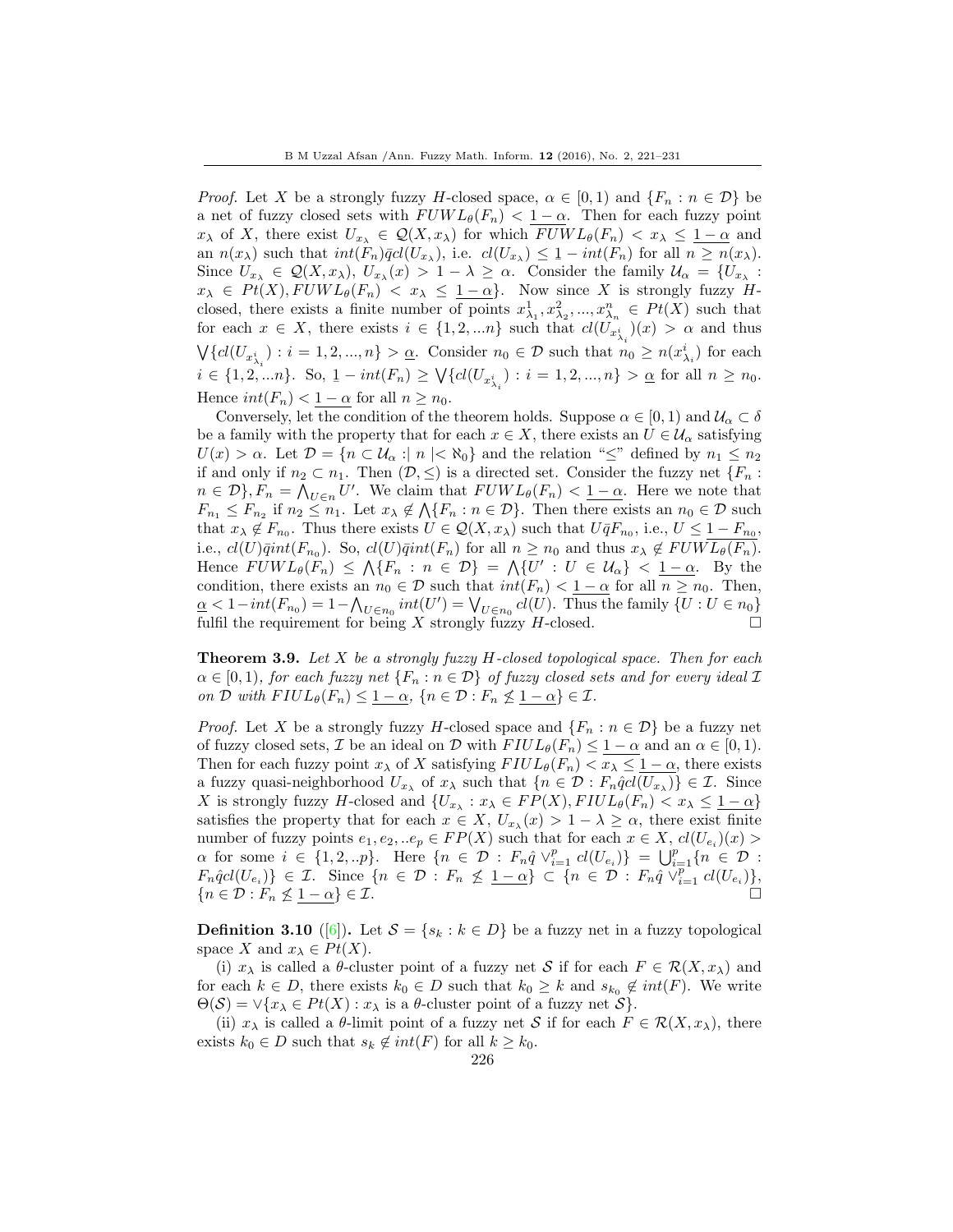*Proof.* Let $X$ be a strongly fuzzy $H$-closed space, $\alpha \in [0,1)$ and $\{F_n : n \in \mathcal{D}\}$ be a net of fuzzy closed sets with $FUWL_\theta(F_n) < \underline{1-\alpha}$. Then for each fuzzy point $x_\lambda$ of $X$, there exist $U_{x_\lambda} \in \mathcal{Q}(X, x_\lambda)$ for which $\overline{FUWL_\theta(F_n)} < x_\lambda \leq \underline{1-\alpha}$ and an $n(x_\lambda)$ such that $int(F_n)\bar{q}cl(U_{x_\lambda})$, i.e. $cl(U_{x_\lambda}) \leq \underline{1} - int(F_n)$ for all $n \geq n(x_\lambda)$. Since $U_{x_\lambda} \in \mathcal{Q}(X, x_\lambda)$, $U_{x_\lambda}(x) > 1 - \lambda \geq \alpha$. Consider the family $\mathcal{U}_\alpha = \{U_{x_\lambda} : x_\lambda \in Pt(X), FUWL_\theta(F_n) < x_\lambda \leq \underline{1-\alpha}\}$. Now since $X$ is strongly fuzzy $H$-closed, there exists a finite number of points $x^1_{\lambda_1}, x^2_{\lambda_2}, ..., x^n_{\lambda_n} \in Pt(X)$ such that for each $x \in X$, there exists $i \in \{1, 2, ...n\}$ such that $cl(U_{x^i_{\lambda_i}})(x) > \alpha$ and thus $\bigvee\{cl(U_{x^i_{\lambda_i}}) : i = 1, 2, ..., n\} > \underline{\alpha}$. Consider $n_0 \in \mathcal{D}$ such that $n_0 \geq n(x^i_{\lambda_i})$ for each $i \in \{1, 2, ...n\}$. So, $\underline{1} - int(F_n) \geq \bigvee\{cl(U_{x^i_{\lambda_i}}) : i = 1, 2, ..., n\} > \underline{\alpha}$ for all $n \geq n_0$. Hence $int(F_n) < \underline{1-\alpha}$ for all $n \geq n_0$.

Conversely, let the condition of the theorem holds. Suppose $\alpha \in [0,1)$ and $\mathcal{U}_\alpha \subset \delta$ be a family with the property that for each $x \in X$, there exists an $U \in \mathcal{U}_\alpha$ satisfying $U(x) > \alpha$. Let $\mathcal{D} = \{n \subset \mathcal{U}_\alpha :| n |< \aleph_0\}$ and the relation "$\leq$" defined by $n_1 \leq n_2$ if and only if $n_2 \subset n_1$. Then $(\mathcal{D}, \leq)$ is a directed set. Consider the fuzzy net $\{F_n : n \in \mathcal{D}\}, F_n = \bigwedge_{U \in n} U'$. We claim that $FUWL_\theta(F_n) < \underline{1-\alpha}$. Here we note that $F_{n_1} \leq F_{n_2}$ if $n_2 \leq n_1$. Let $x_\lambda \notin \bigwedge\{F_n : n \in \mathcal{D}\}$. Then there exists an $n_0 \in \mathcal{D}$ such that $x_\lambda \notin F_{n_0}$. Thus there exists $U \in \mathcal{Q}(X, x_\lambda)$ such that $U\bar{q}F_{n_0}$, i.e., $U \leq \underline{1} - F_{n_0}$, i.e., $cl(U)\bar{q}int(F_{n_0})$. So, $cl(U)\bar{q}int(F_n)$ for all $n \geq n_0$ and thus $x_\lambda \notin FUWL_\theta(F_n)$. Hence $FUWL_\theta(F_n) \leq \bigwedge\{F_n : n \in \mathcal{D}\} = \bigwedge\{U' : U \in \mathcal{U}_\alpha\} < \underline{1-\alpha}$. By the condition, there exists an $n_0 \in \mathcal{D}$ such that $int(F_n) < \underline{1-\alpha}$ for all $n \geq n_0$. Then, $\underline{\alpha} < 1 - int(F_{n_0}) = 1 - \bigwedge_{U \in n_0} int(U') = \bigvee_{U \in n_0} cl(U)$. Thus the family $\{U : U \in n_0\}$ fulfil the requirement for being $X$ strongly fuzzy $H$-closed. □

**Theorem 3.9.** *Let $X$ be a strongly fuzzy $H$-closed topological space. Then for each $\alpha \in [0,1)$, for each fuzzy net $\{F_n : n \in \mathcal{D}\}$ of fuzzy closed sets and for every ideal $\mathcal{I}$ on $\mathcal{D}$ with $FIUL_\theta(F_n) \leq \underline{1-\alpha}$, $\{n \in \mathcal{D} : F_n \not\leq \underline{1-\alpha}\} \in \mathcal{I}$.*

*Proof.* Let $X$ be a strongly fuzzy $H$-closed space and $\{F_n : n \in \mathcal{D}\}$ be a fuzzy net of fuzzy closed sets, $\mathcal{I}$ be an ideal on $\mathcal{D}$ with $FIUL_\theta(F_n) \leq \underline{1-\alpha}$ and an $\alpha \in [0,1)$. Then for each fuzzy point $x_\lambda$ of $X$ satisfying $FIUL_\theta(F_n) < x_\lambda \leq \underline{1-\alpha}$, there exists a fuzzy quasi-neighborhood $U_{x_\lambda}$ of $x_\lambda$ such that $\{n \in \mathcal{D} : F_n\hat{q}cl(U_{x_\lambda})\} \in \mathcal{I}$. Since $X$ is strongly fuzzy $H$-closed and $\{U_{x_\lambda} : x_\lambda \in FP(X), FIUL_\theta(F_n) < x_\lambda \leq \underline{1-\alpha}\}$ satisfies the property that for each $x \in X$, $U_{x_\lambda}(x) > 1 - \lambda \geq \alpha$, there exist finite number of fuzzy points $e_1, e_2, ..e_p \in FP(X)$ such that for each $x \in X$, $cl(U_{e_i})(x) > \alpha$ for some $i \in \{1, 2, ..p\}$. Here $\{n \in \mathcal{D} : F_n\hat{q} \vee_{i=1}^p cl(U_{e_i})\} = \bigcup_{i=1}^p \{n \in \mathcal{D} : F_n\hat{q}cl(U_{e_i})\} \in \mathcal{I}$. Since $\{n \in \mathcal{D} : F_n \not\leq \underline{1-\alpha}\} \subset \{n \in \mathcal{D} : F_n\hat{q} \vee_{i=1}^p cl(U_{e_i})\}$, $\{n \in \mathcal{D} : F_n \not\leq \underline{1-\alpha}\} \in \mathcal{I}$. □

**Definition 3.10** ([6]). Let $\mathcal{S} = \{s_k : k \in D\}$ be a fuzzy net in a fuzzy topological space $X$ and $x_\lambda \in Pt(X)$.

(i) $x_\lambda$ is called a $\theta$-cluster point of a fuzzy net $\mathcal{S}$ if for each $F \in \mathcal{R}(X, x_\lambda)$ and for each $k \in D$, there exists $k_0 \in D$ such that $k_0 \geq k$ and $s_{k_0} \notin int(F)$. We write $\Theta(\mathcal{S}) = \vee\{x_\lambda \in Pt(X) : x_\lambda$ is a $\theta$-cluster point of a fuzzy net $\mathcal{S}\}$.

(ii) $x_\lambda$ is called a $\theta$-limit point of a fuzzy net $\mathcal{S}$ if for each $F \in \mathcal{R}(X, x_\lambda)$, there exists $k_0 \in D$ such that $s_k \notin int(F)$ for all $k \geq k_0$.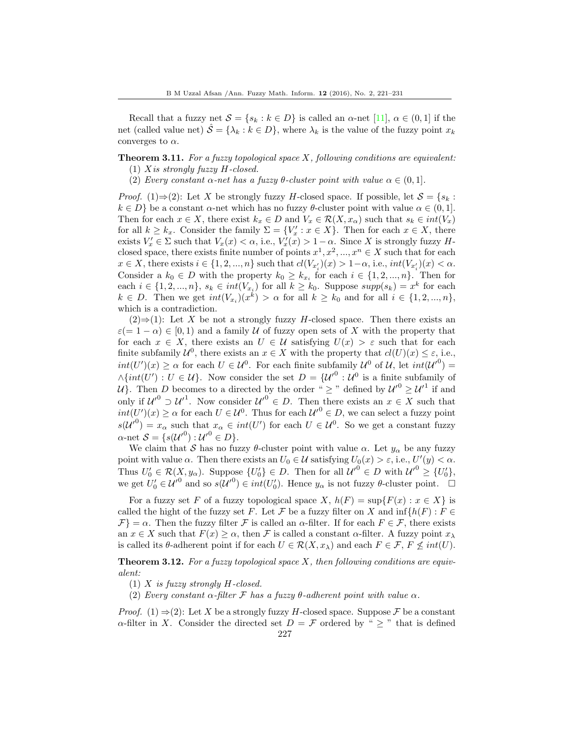Recall that a fuzzy net $\mathcal{S} = \{s_k : k \in D\}$ is called an $\alpha$-net [11], $\alpha \in (0, 1]$ if the net (called value net) $\hat{\mathcal{S}} = \{\lambda_k : k \in D\}$, where $\lambda_k$ is the value of the fuzzy point $x_k$ converges to $\alpha$.

**Theorem 3.11.** *For a fuzzy topological space $X$, following conditions are equivalent:*
(1) *$X$is strongly fuzzy $H$-closed.*
(2) *Every constant $\alpha$-net has a fuzzy $\theta$-cluster point with value $\alpha \in (0, 1]$.*

*Proof.* (1)$\Rightarrow$(2): Let $X$ be strongly fuzzy $H$-closed space. If possible, let $\mathcal{S} = \{s_k : k \in D\}$ be a constant $\alpha$-net which has no fuzzy $\theta$-cluster point with value $\alpha \in (0, 1]$. Then for each $x \in X$, there exist $k_x \in D$ and $V_x \in \mathcal{R}(X, x_\alpha)$ such that $s_k \in int(V_x)$ for all $k \geq k_x$. Consider the family $\Sigma = \{V'_x : x \in X\}$. Then for each $x \in X$, there exists $V'_x \in \Sigma$ such that $V_x(x) < \alpha$, i.e., $V'_x(x) > 1 - \alpha$. Since $X$ is strongly fuzzy $H$-closed space, there exists finite number of points $x^1, x^2, ..., x^n \in X$ such that for each $x \in X$, there exists $i \in \{1, 2, ..., n\}$ such that $cl(V_{x'_i})(x) > 1 - \alpha$, i.e., $int(V_{x'_i})(x) < \alpha$. Consider a $k_0 \in D$ with the property $k_0 \geq k_{x_i}$ for each $i \in \{1, 2, ..., n\}$. Then for each $i \in \{1, 2, ..., n\}$, $s_k \in int(V_{x_i})$ for all $k \geq k_0$. Suppose $supp(s_k) = x^k$ for each $k \in D$. Then we get $int(V_{x_i})(x^k) > \alpha$ for all $k \geq k_0$ and for all $i \in \{1, 2, ..., n\}$, which is a contradiction.

(2)$\Rightarrow$(1): Let $X$ be not a strongly fuzzy $H$-closed space. Then there exists an $\varepsilon (= 1 - \alpha) \in [0, 1)$ and a family $\mathcal{U}$ of fuzzy open sets of $X$ with the property that for each $x \in X$, there exists an $U \in \mathcal{U}$ satisfying $U(x) > \varepsilon$ such that for each finite subfamily $\mathcal{U}^0$, there exists an $x \in X$ with the property that $cl(U)(x) \leq \varepsilon$, i.e., $int(U')(x) \geq \alpha$ for each $U \in \mathcal{U}^0$. For each finite subfamily $\mathcal{U}^0$ of $\mathcal{U}$, let $int(\mathcal{U'}^0) = \wedge\{int(U') : U \in \mathcal{U}\}$. Now consider the set $D = \{\mathcal{U'}^0 : \mathcal{U}^0$ is a finite subfamily of $\mathcal{U}\}$. Then $D$ becomes to a directed by the order "$\geq$" defined by $\mathcal{U'}^0 \geq \mathcal{U'}^1$ if and only if $\mathcal{U'}^0 \supset \mathcal{U'}^1$. Now consider $\mathcal{U'}^0 \in D$. Then there exists an $x \in X$ such that $int(U')(x) \geq \alpha$ for each $U \in \mathcal{U}^0$. Thus for each $\mathcal{U'}^0 \in D$, we can select a fuzzy point $s(\mathcal{U'}^0) = x_\alpha$ such that $x_\alpha \in int(U')$ for each $U \in \mathcal{U}^0$. So we get a constant fuzzy $\alpha$-net $\mathcal{S} = \{s(\mathcal{U'}^0) : \mathcal{U'}^0 \in D\}$.

We claim that $\mathcal{S}$ has no fuzzy $\theta$-cluster point with value $\alpha$. Let $y_\alpha$ be any fuzzy point with value $\alpha$. Then there exists an $U_0 \in \mathcal{U}$ satisfying $U_0(x) > \varepsilon$, i.e., $U'(y) < \alpha$. Thus $U'_0 \in \mathcal{R}(X, y_\alpha)$. Suppose $\{U'_0\} \in D$. Then for all $\mathcal{U'}^0 \in D$ with $\mathcal{U'}^0 \geq \{U'_0\}$, we get $U'_0 \in \mathcal{U'}^0$ and so $s(\mathcal{U'}^0) \in int(U'_0)$. Hence $y_\alpha$ is not fuzzy $\theta$-cluster point. $\square$

For a fuzzy set $F$ of a fuzzy topological space $X$, $h(F) = \sup\{F(x) : x \in X\}$ is called the hight of the fuzzy set $F$. Let $\mathcal{F}$ be a fuzzy filter on $X$ and $\inf\{h(F) : F \in \mathcal{F}\} = \alpha$. Then the fuzzy filter $\mathcal{F}$ is called an $\alpha$-filter. If for each $F \in \mathcal{F}$, there exists an $x \in X$ such that $F(x) \geq \alpha$, then $\mathcal{F}$ is called a constant $\alpha$-filter. A fuzzy point $x_\lambda$ is called its $\theta$-adherent point if for each $U \in \mathcal{R}(X, x_\lambda)$ and each $F \in \mathcal{F}$, $F \not\leq int(U)$.

**Theorem 3.12.** *For a fuzzy topological space $X$, then following conditions are equivalent:*
(1) *$X$ is fuzzy strongly $H$-closed.*
(2) *Every constant $\alpha$-filter $\mathcal{F}$ has a fuzzy $\theta$-adherent point with value $\alpha$.*

*Proof.* (1) $\Rightarrow$(2): Let $X$ be a strongly fuzzy $H$-closed space. Suppose $\mathcal{F}$ be a constant $\alpha$-filter in $X$. Consider the directed set $D = \mathcal{F}$ ordered by "$\geq$" that is defined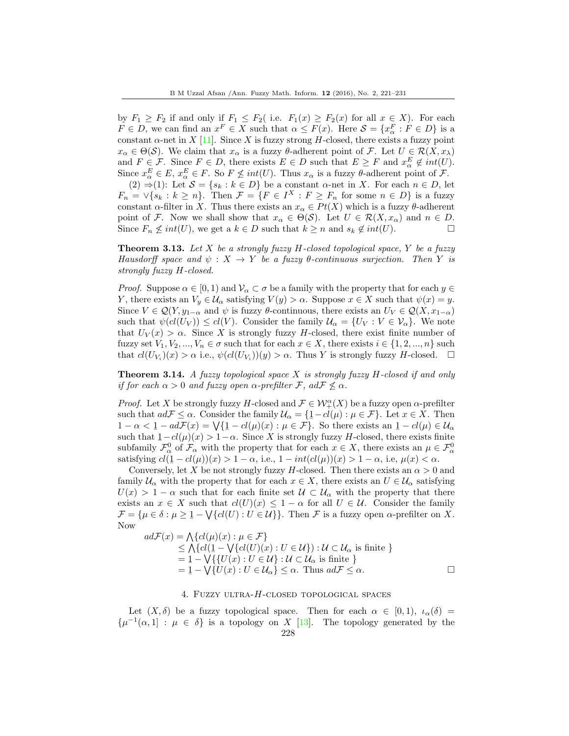by $F_1 \geq F_2$ if and only if $F_1 \leq F_2$( i.e. $F_1(x) \geq F_2(x)$ for all $x \in X$). For each $F \in D$, we can find an $x^F \in X$ such that $\alpha \leq F(x)$. Here $\mathcal{S} = \{x_\alpha^F : F \in D\}$ is a constant $\alpha$-net in $X$ [11]. Since $X$ is fuzzy strong $H$-closed, there exists a fuzzy point $x_\alpha \in \Theta(\mathcal{S})$. We claim that $x_\alpha$ is a fuzzy $\theta$-adherent point of $\mathcal{F}$. Let $U \in \mathcal{R}(X, x_\lambda)$ and $F \in \mathcal{F}$. Since $F \in D$, there exists $E \in D$ such that $E \geq F$ and $x_\alpha^E \notin int(U)$. Since $x_\alpha^E \in E$, $x_\alpha^E \in F$. So $F \not\leq int(U)$. Thus $x_\alpha$ is a fuzzy $\theta$-adherent point of $\mathcal{F}$.

(2) $\Rightarrow$(1): Let $\mathcal{S} = \{s_k : k \in D\}$ be a constant $\alpha$-net in $X$. For each $n \in D$, let $F_n = \vee\{s_k : k \geq n\}$. Then $\mathcal{F} = \{F \in I^X : F \geq F_n$ for some $n \in D\}$ is a fuzzy constant $\alpha$-filter in $X$. Thus there exists an $x_\alpha \in Pt(X)$ which is a fuzzy $\theta$-adherent point of $\mathcal{F}$. Now we shall show that $x_\alpha \in \Theta(\mathcal{S})$. Let $U \in \mathcal{R}(X, x_\alpha)$ and $n \in D$. Since $F_n \not\leq int(U)$, we get a $k \in D$ such that $k \geq n$ and $s_k \notin int(U)$. □

**Theorem 3.13.** *Let $X$ be a strongly fuzzy $H$-closed topological space, $Y$ be a fuzzy Hausdorff space and $\psi : X \to Y$ be a fuzzy $\theta$-continuous surjection. Then $Y$ is strongly fuzzy $H$-closed.*

*Proof.* Suppose $\alpha \in [0, 1)$ and $\mathcal{V}_\alpha \subset \sigma$ be a family with the property that for each $y \in Y$, there exists an $V_y \in \mathcal{U}_\alpha$ satisfying $V(y) > \alpha$. Suppose $x \in X$ such that $\psi(x) = y$. Since $V \in \mathcal{Q}(Y, y_{1-\alpha}$ and $\psi$ is fuzzy $\theta$-continuous, there exists an $U_V \in \mathcal{Q}(X, x_{1-\alpha})$ such that $\psi(cl(U_V)) \leq cl(V)$. Consider the family $\mathcal{U}_\alpha = \{U_V : V \in \mathcal{V}_\alpha\}$. We note that $U_V(x) > \alpha$. Since $X$ is strongly fuzzy $H$-closed, there exist finite number of fuzzy set $V_1, V_2, ..., V_n \in \sigma$ such that for each $x \in X$, there exists $i \in \{1, 2, ..., n\}$ such that $cl(U_{V_i})(x) > \alpha$ i.e., $\psi(cl(U_{V_i}))(y) > \alpha$. Thus $Y$ is strongly fuzzy $H$-closed. □

**Theorem 3.14.** *A fuzzy topological space $X$ is strongly fuzzy $H$-closed if and only if for each $\alpha > 0$ and fuzzy open $\alpha$-prefilter $\mathcal{F}$, $ad\mathcal{F} \not\leq \alpha$.*

*Proof.* Let $X$ be strongly fuzzy $H$-closed and $\mathcal{F} \in \mathcal{W}_+^\alpha(X)$ be a fuzzy open $\alpha$-prefilter such that $ad\mathcal{F} \leq \alpha$. Consider the family $\mathcal{U}_\alpha = \{\underline{1} - cl(\mu) : \mu \in \mathcal{F}\}$. Let $x \in X$. Then $1 - \alpha < \underline{1} - ad\mathcal{F}(x) = \bigvee\{\underline{1} - cl(\mu)(x) : \mu \in \mathcal{F}\}$. So there exists an $\underline{1} - cl(\mu) \in \mathcal{U}_\alpha$ such that $\underline{1} - cl(\mu)(x) > 1 - \alpha$. Since $X$ is strongly fuzzy $H$-closed, there exists finite subfamily $\mathcal{F}_\alpha^0$ of $\mathcal{F}_\alpha$ with the property that for each $x \in X$, there exists an $\mu \in \mathcal{F}_\alpha^0$ satisfying $cl(\underline{1} - cl(\mu))(x) > 1 - \alpha$, i.e., $1 - int(cl(\mu))(x) > 1 - \alpha$, i.e, $\mu(x) < \alpha$.

Conversely, let $X$ be not strongly fuzzy $H$-closed. Then there exists an $\alpha > 0$ and family $\mathcal{U}_\alpha$ with the property that for each $x \in X$, there exists an $U \in \mathcal{U}_\alpha$ satisfying $U(x) > 1 - \alpha$ such that for each finite set $\mathcal{U} \subset \mathcal{U}_\alpha$ with the property that there exists an $x \in X$ such that $cl(U)(x) \leq 1 - \alpha$ for all $U \in \mathcal{U}$. Consider the family $\mathcal{F} = \{\mu \in \delta : \mu \geq \underline{1} - \bigvee\{cl(U) : U \in \mathcal{U}\}\}$. Then $\mathcal{F}$ is a fuzzy open $\alpha$-prefilter on $X$. Now

$$
\begin{aligned}
ad\mathcal{F}(x) &= \bigwedge\{cl(\mu)(x) : \mu \in \mathcal{F}\} \\
&\leq \bigwedge\{cl(\underline{1} - \bigvee\{cl(U)(x) : U \in \mathcal{U}\}) : \mathcal{U} \subset \mathcal{U}_\alpha \text{ is finite }\} \\
&= \underline{1} - \bigvee\{\{U(x) : U \in \mathcal{U}\} : \mathcal{U} \subset \mathcal{U}_\alpha \text{ is finite }\} \\
&= \underline{1} - \bigvee\{U(x) : U \in \mathcal{U}_\alpha\} \leq \alpha. \text{ Thus } ad\mathcal{F} \leq \alpha.
\end{aligned}
$$

□

## 4. Fuzzy ultra-$H$-closed topological spaces

Let $(X, \delta)$ be a fuzzy topological space. Then for each $\alpha \in [0, 1)$, $\iota_\alpha(\delta) = \{\mu^{-1}(\alpha, 1] : \mu \in \delta\}$ is a topology on $X$ [13]. The topology generated by the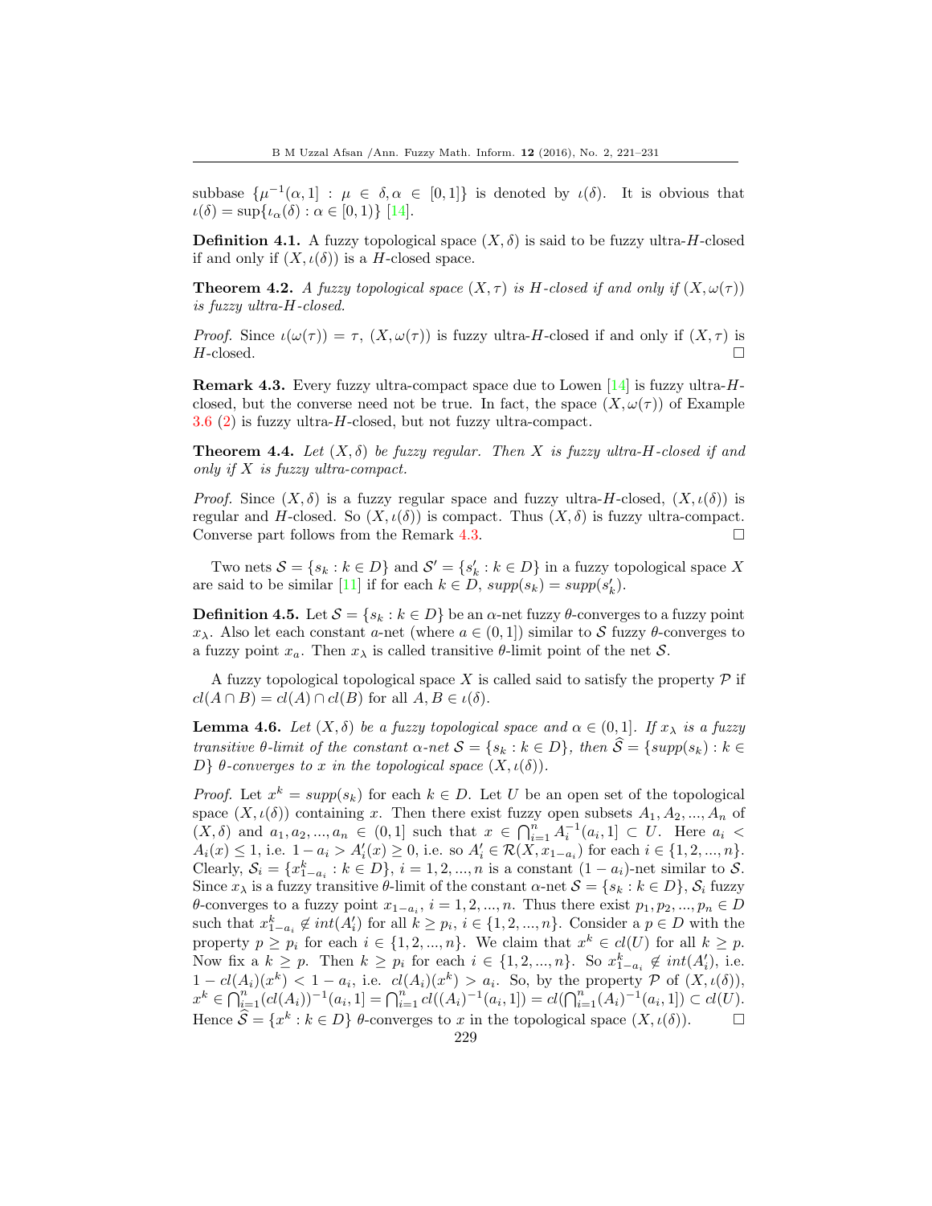subbase $\{\mu^{-1}(\alpha, 1] : \mu \in \delta, \alpha \in [0,1]\}$ is denoted by $\iota(\delta)$. It is obvious that $\iota(\delta) = \sup\{\iota_\alpha(\delta) : \alpha \in [0,1)\}$ [14].

**Definition 4.1.** A fuzzy topological space $(X, \delta)$ is said to be fuzzy ultra-$H$-closed if and only if $(X, \iota(\delta))$ is a $H$-closed space.

**Theorem 4.2.** *A fuzzy topological space $(X, \tau)$ is $H$-closed if and only if $(X, \omega(\tau))$ is fuzzy ultra-$H$-closed.*

*Proof.* Since $\iota(\omega(\tau)) = \tau$, $(X, \omega(\tau))$ is fuzzy ultra-$H$-closed if and only if $(X, \tau)$ is $H$-closed. □

**Remark 4.3.** Every fuzzy ultra-compact space due to Lowen [14] is fuzzy ultra-$H$-closed, but the converse need not be true. In fact, the space $(X, \omega(\tau))$ of Example 3.6 (2) is fuzzy ultra-$H$-closed, but not fuzzy ultra-compact.

**Theorem 4.4.** *Let $(X, \delta)$ be fuzzy regular. Then $X$ is fuzzy ultra-$H$-closed if and only if $X$ is fuzzy ultra-compact.*

*Proof.* Since $(X, \delta)$ is a fuzzy regular space and fuzzy ultra-$H$-closed, $(X, \iota(\delta))$ is regular and $H$-closed. So $(X, \iota(\delta))$ is compact. Thus $(X, \delta)$ is fuzzy ultra-compact. Converse part follows from the Remark 4.3. □

Two nets $\mathcal{S} = \{s_k : k \in D\}$ and $\mathcal{S}' = \{s'_k : k \in D\}$ in a fuzzy topological space $X$ are said to be similar [11] if for each $k \in D$, $supp(s_k) = supp(s'_k)$.

**Definition 4.5.** Let $\mathcal{S} = \{s_k : k \in D\}$ be an $\alpha$-net fuzzy $\theta$-converges to a fuzzy point $x_\lambda$. Also let each constant $a$-net (where $a \in (0,1]$) similar to $\mathcal{S}$ fuzzy $\theta$-converges to a fuzzy point $x_a$. Then $x_\lambda$ is called transitive $\theta$-limit point of the net $\mathcal{S}$.

A fuzzy topological topological space $X$ is called said to satisfy the property $\mathcal{P}$ if $cl(A \cap B) = cl(A) \cap cl(B)$ for all $A, B \in \iota(\delta)$.

**Lemma 4.6.** *Let $(X, \delta)$ be a fuzzy topological space and $\alpha \in (0,1]$. If $x_\lambda$ is a fuzzy transitive $\theta$-limit of the constant $\alpha$-net $\mathcal{S} = \{s_k : k \in D\}$, then $\widehat{\mathcal{S}} = \{supp(s_k) : k \in D\}$ $\theta$-converges to $x$ in the topological space $(X, \iota(\delta))$.*

*Proof.* Let $x^k = supp(s_k)$ for each $k \in D$. Let $U$ be an open set of the topological space $(X, \iota(\delta))$ containing $x$. Then there exist fuzzy open subsets $A_1, A_2, ..., A_n$ of $(X, \delta)$ and $a_1, a_2, ..., a_n \in (0,1]$ such that $x \in \bigcap_{i=1}^{n} A_i^{-1}(a_i, 1] \subset U$. Here $a_i < A_i(x) \le 1$, i.e. $1 - a_i > A'_i(x) \ge 0$, i.e. so $A'_i \in \mathcal{R}(X, x_{1-a_i})$ for each $i \in \{1, 2, ..., n\}$. Clearly, $\mathcal{S}_i = \{x^k_{1-a_i} : k \in D\}$, $i = 1, 2, ..., n$ is a constant $(1-a_i)$-net similar to $\mathcal{S}$. Since $x_\lambda$ is a fuzzy transitive $\theta$-limit of the constant $\alpha$-net $\mathcal{S} = \{s_k : k \in D\}$, $\mathcal{S}_i$ fuzzy $\theta$-converges to a fuzzy point $x_{1-a_i}$, $i = 1, 2, ..., n$. Thus there exist $p_1, p_2, ..., p_n \in D$ such that $x^k_{1-a_i} \notin int(A'_i)$ for all $k \ge p_i$, $i \in \{1, 2, ..., n\}$. Consider a $p \in D$ with the property $p \ge p_i$ for each $i \in \{1, 2, ..., n\}$. We claim that $x^k \in cl(U)$ for all $k \ge p$. Now fix a $k \ge p$. Then $k \ge p_i$ for each $i \in \{1, 2, ..., n\}$. So $x^k_{1-a_i} \notin int(A'_i)$, i.e. $1 - cl(A_i)(x^k) < 1 - a_i$, i.e. $cl(A_i)(x^k) > a_i$. So, by the property $\mathcal{P}$ of $(X, \iota(\delta))$, $x^k \in \bigcap_{i=1}^{n}(cl(A_i))^{-1}(a_i, 1] = \bigcap_{i=1}^{n} cl((A_i)^{-1}(a_i, 1]) = cl(\bigcap_{i=1}^{n}(A_i)^{-1}(a_i, 1]) \subset cl(U)$. Hence $\widehat{\mathcal{S}} = \{x^k : k \in D\}$ $\theta$-converges to $x$ in the topological space $(X, \iota(\delta))$. □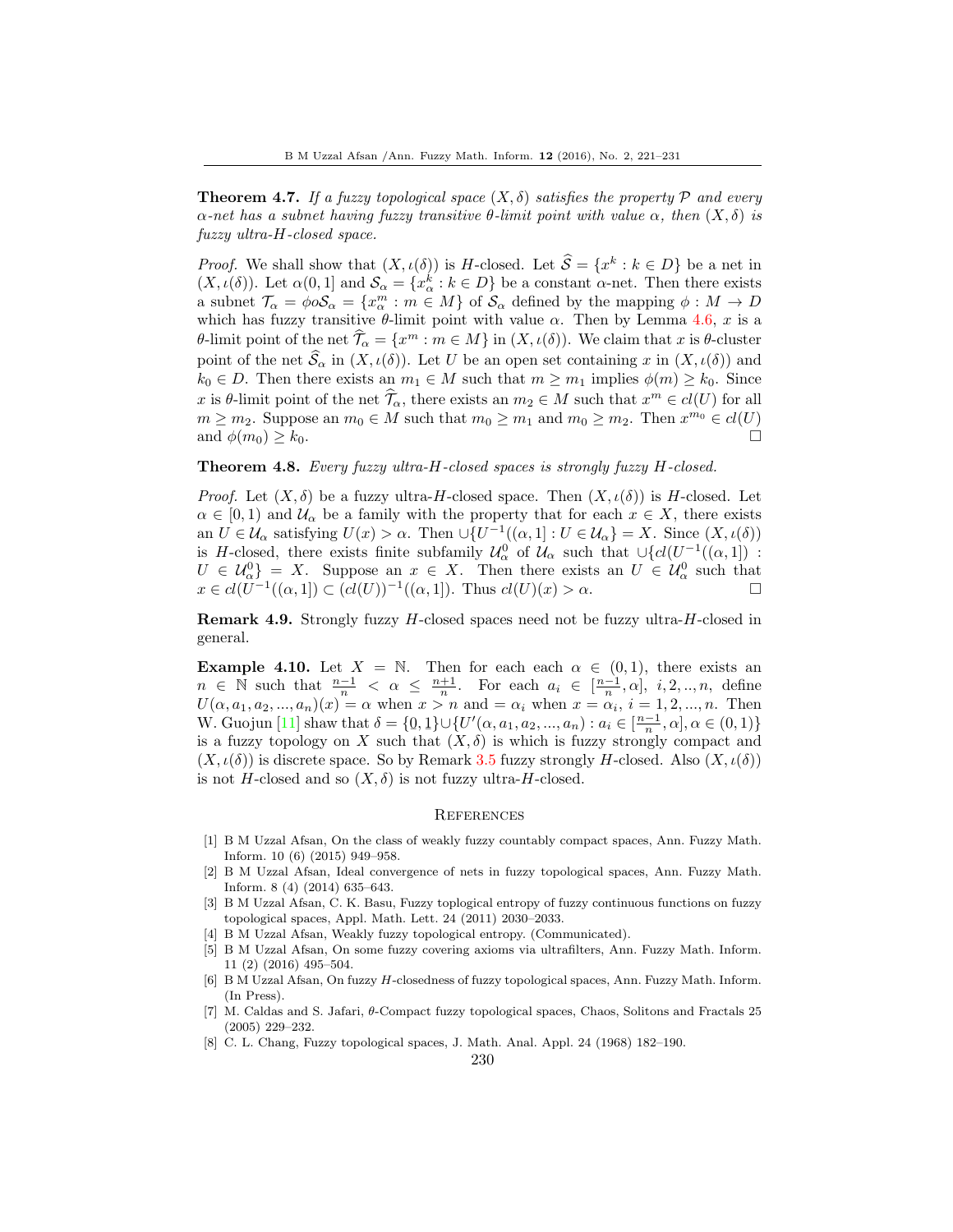**Theorem 4.7.** *If a fuzzy topological space $(X, \delta)$ satisfies the property $\mathcal{P}$ and every $\alpha$-net has a subnet having fuzzy transitive $\theta$-limit point with value $\alpha$, then $(X, \delta)$ is fuzzy ultra-$H$-closed space.*

*Proof.* We shall show that $(X, \iota(\delta))$ is $H$-closed. Let $\widehat{\mathcal{S}} = \{x^k : k \in D\}$ be a net in $(X, \iota(\delta))$. Let $\alpha(0, 1]$ and $\mathcal{S}_\alpha = \{x^k_\alpha : k \in D\}$ be a constant $\alpha$-net. Then there exists a subnet $\mathcal{T}_\alpha = \phi o \mathcal{S}_\alpha = \{x^m_\alpha : m \in M\}$ of $\mathcal{S}_\alpha$ defined by the mapping $\phi : M \to D$ which has fuzzy transitive $\theta$-limit point with value $\alpha$. Then by Lemma 4.6, $x$ is a $\theta$-limit point of the net $\widehat{\mathcal{T}}_\alpha = \{x^m : m \in M\}$ in $(X, \iota(\delta))$. We claim that $x$ is $\theta$-cluster point of the net $\widehat{\mathcal{S}}_\alpha$ in $(X, \iota(\delta))$. Let $U$ be an open set containing $x$ in $(X, \iota(\delta))$ and $k_0 \in D$. Then there exists an $m_1 \in M$ such that $m \geq m_1$ implies $\phi(m) \geq k_0$. Since $x$ is $\theta$-limit point of the net $\widehat{\mathcal{T}}_\alpha$, there exists an $m_2 \in M$ such that $x^m \in cl(U)$ for all $m \geq m_2$. Suppose an $m_0 \in M$ such that $m_0 \geq m_1$ and $m_0 \geq m_2$. Then $x^{m_0} \in cl(U)$ and $\phi(m_0) \geq k_0$. □

**Theorem 4.8.** *Every fuzzy ultra-$H$-closed spaces is strongly fuzzy $H$-closed.*

*Proof.* Let $(X, \delta)$ be a fuzzy ultra-$H$-closed space. Then $(X, \iota(\delta))$ is $H$-closed. Let $\alpha \in [0, 1)$ and $\mathcal{U}_\alpha$ be a family with the property that for each $x \in X$, there exists an $U \in \mathcal{U}_\alpha$ satisfying $U(x) > \alpha$. Then $\cup\{U^{-1}((\alpha, 1] : U \in \mathcal{U}_\alpha\} = X$. Since $(X, \iota(\delta))$ is $H$-closed, there exists finite subfamily $\mathcal{U}^0_\alpha$ of $\mathcal{U}_\alpha$ such that $\cup\{cl(U^{-1}((\alpha, 1]) : U \in \mathcal{U}^0_\alpha\} = X$. Suppose an $x \in X$. Then there exists an $U \in \mathcal{U}^0_\alpha$ such that $x \in cl(U^{-1}((\alpha, 1] ) \subset (cl(U))^{-1}((\alpha, 1])$. Thus $cl(U)(x) > \alpha$. □

**Remark 4.9.** Strongly fuzzy $H$-closed spaces need not be fuzzy ultra-$H$-closed in general.

**Example 4.10.** Let $X = \mathbb{N}$. Then for each each $\alpha \in (0, 1)$, there exists an $n \in \mathbb{N}$ such that $\frac{n-1}{n} < \alpha \leq \frac{n+1}{n}$. For each $a_i \in [\frac{n-1}{n}, \alpha]$, $i, 2, .., n$, define $U(\alpha, a_1, a_2, ..., a_n)(x) = \alpha$ when $x > n$ and $= \alpha_i$ when $x = \alpha_i$, $i = 1, 2, ..., n$. Then W. Guojun [11] shaw that $\delta = \{0, 1\} \cup \{U'(\alpha, a_1, a_2, ..., a_n) : a_i \in [\frac{n-1}{n}, \alpha], \alpha \in (0, 1)\}$ is a fuzzy topology on $X$ such that $(X, \delta)$ is which is fuzzy strongly compact and $(X, \iota(\delta))$ is discrete space. So by Remark 3.5 fuzzy strongly $H$-closed. Also $(X, \iota(\delta))$ is not $H$-closed and so $(X, \delta)$ is not fuzzy ultra-$H$-closed.

## References

[1] B M Uzzal Afsan, On the class of weakly fuzzy countably compact spaces, Ann. Fuzzy Math. Inform. 10 (6) (2015) 949–958.

[2] B M Uzzal Afsan, Ideal convergence of nets in fuzzy topological spaces, Ann. Fuzzy Math. Inform. 8 (4) (2014) 635–643.

[3] B M Uzzal Afsan, C. K. Basu, Fuzzy toplogical entropy of fuzzy continuous functions on fuzzy topological spaces, Appl. Math. Lett. 24 (2011) 2030–2033.

[4] B M Uzzal Afsan, Weakly fuzzy topological entropy. (Communicated).

[5] B M Uzzal Afsan, On some fuzzy covering axioms via ultrafilters, Ann. Fuzzy Math. Inform. 11 (2) (2016) 495–504.

[6] B M Uzzal Afsan, On fuzzy $H$-closedness of fuzzy topological spaces, Ann. Fuzzy Math. Inform. (In Press).

[7] M. Caldas and S. Jafari, $\theta$-Compact fuzzy topological spaces, Chaos, Solitons and Fractals 25 (2005) 229–232.

[8] C. L. Chang, Fuzzy topological spaces, J. Math. Anal. Appl. 24 (1968) 182–190.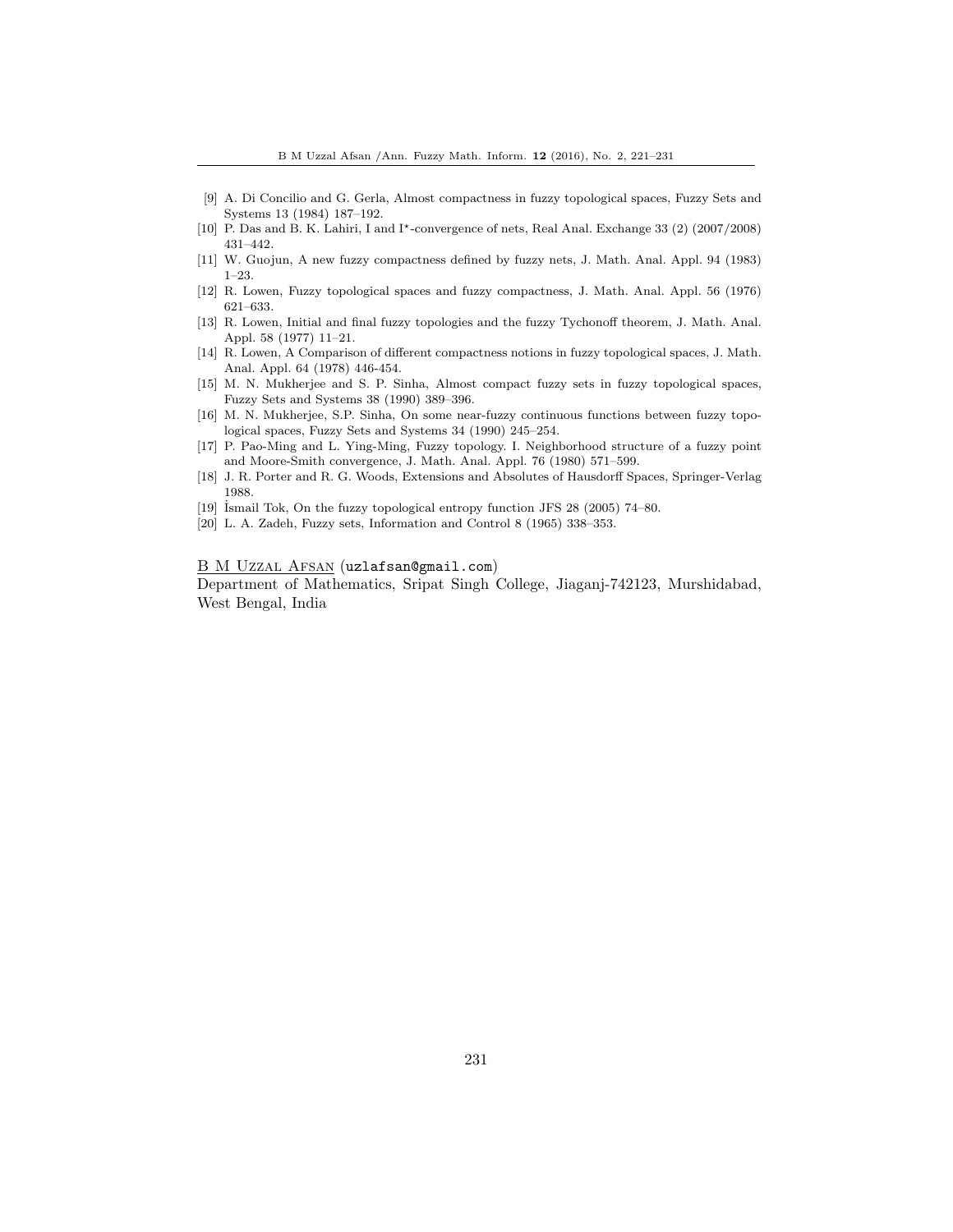[9] A. Di Concilio and G. Gerla, Almost compactness in fuzzy topological spaces, Fuzzy Sets and Systems 13 (1984) 187–192.

[10] P. Das and B. K. Lahiri, I and I$^{\star}$-convergence of nets, Real Anal. Exchange 33 (2) (2007/2008) 431–442.

[11] W. Guojun, A new fuzzy compactness defined by fuzzy nets, J. Math. Anal. Appl. 94 (1983) 1–23.

[12] R. Lowen, Fuzzy topological spaces and fuzzy compactness, J. Math. Anal. Appl. 56 (1976) 621–633.

[13] R. Lowen, Initial and final fuzzy topologies and the fuzzy Tychonoff theorem, J. Math. Anal. Appl. 58 (1977) 11–21.

[14] R. Lowen, A Comparison of different compactness notions in fuzzy topological spaces, J. Math. Anal. Appl. 64 (1978) 446-454.

[15] M. N. Mukherjee and S. P. Sinha, Almost compact fuzzy sets in fuzzy topological spaces, Fuzzy Sets and Systems 38 (1990) 389–396.

[16] M. N. Mukherjee, S.P. Sinha, On some near-fuzzy continuous functions between fuzzy topological spaces, Fuzzy Sets and Systems 34 (1990) 245–254.

[17] P. Pao-Ming and L. Ying-Ming, Fuzzy topology. I. Neighborhood structure of a fuzzy point and Moore-Smith convergence, J. Math. Anal. Appl. 76 (1980) 571–599.

[18] J. R. Porter and R. G. Woods, Extensions and Absolutes of Hausdorff Spaces, Springer-Verlag 1988.

[19] İsmail Tok, On the fuzzy topological entropy function JFS 28 (2005) 74–80.

[20] L. A. Zadeh, Fuzzy sets, Information and Control 8 (1965) 338–353.

B M Uzzal Afsan (uzlafsan@gmail.com)
Department of Mathematics, Sripat Singh College, Jiaganj-742123, Murshidabad, West Bengal, India